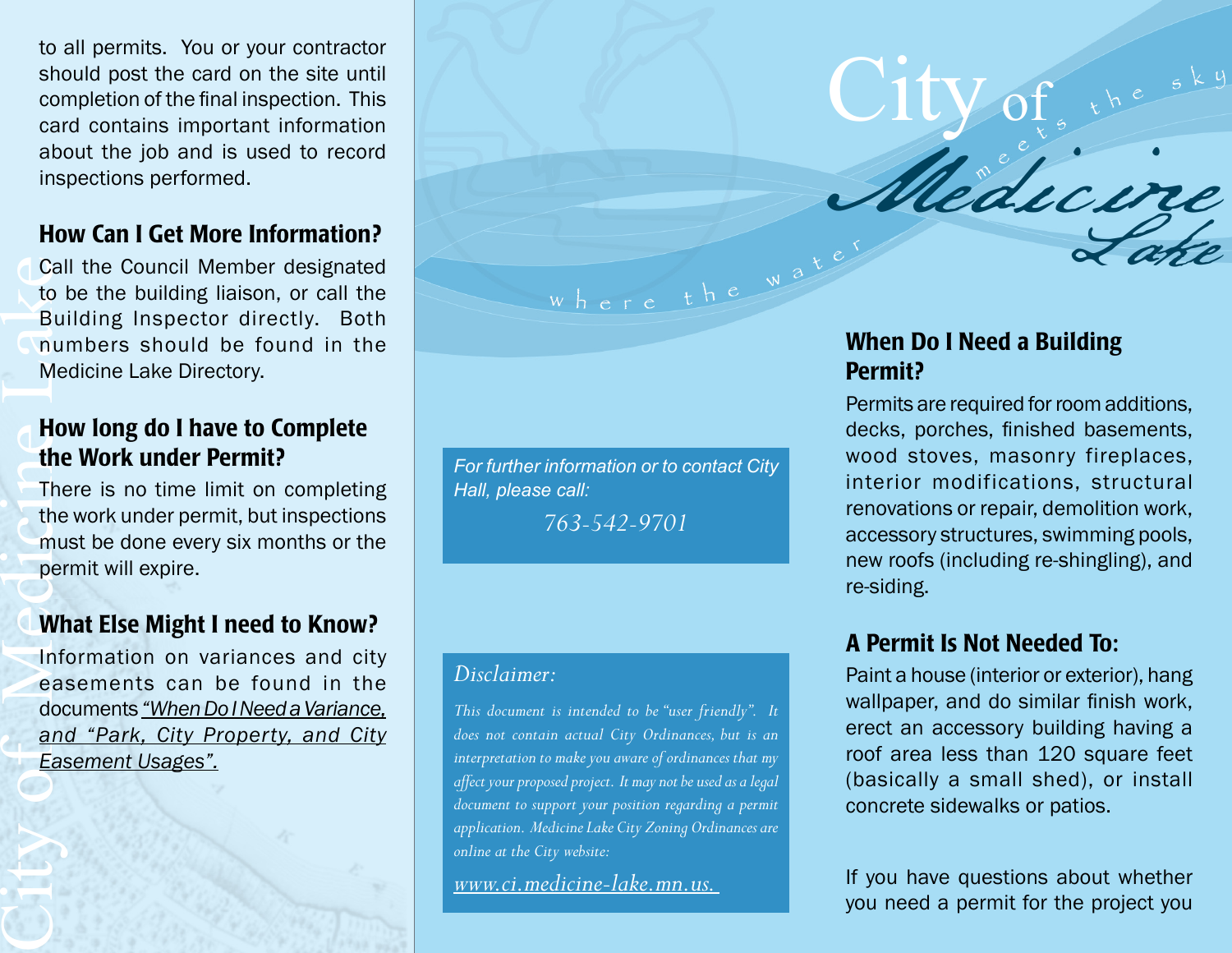to all permits. You or your contractor should post the card on the site until completion of the final inspection. This card contains important information about the job and is used to record inspections performed.

## How Can I Get More Information?

Call the Council Member designated to be the building liaison, or call the Building Inspector directly. Both numbers should be found in the Medicine Lake Directory.

## How long do I have to Complete the Work under Permit?

There is no time limit on completing the work under permit, but inspections must be done every six months or the permit will expire.

## What Else Might I need to Know?

Information on variances and city easements can be found in the documents *"When Do I Need a Variance,* and *"Park, City Property, and City Easement Usages".*

*For further information or to contact City Hall, please call:*

*763-542-9701*

*Disclaimer:*

*This document is intended to be "user friendly". It does not contain actual City Ordinances, but is an interpretation to make you aware of ordinances that my affect your proposed project. It may not be used as a legal document to support your position regarding a permit application. Medicine Lake City Zoning Ordinances are online at the City website:*

*www.ci.medicine-lake.mn.us.*

# City of Medicine Lake

where the water meets the sky

## When Do I Need a Building Permit?

Permits are required for room additions, decks, porches, finished basements, wood stoves, masonry fireplaces, interior modifications, structural renovations or repair, demolition work, accessory structures, swimming pools, new roofs (including re-shingling), and re-siding.

## A Permit Is Not Needed To:

Paint a house (interior or exterior), hang wallpaper, and do similar finish work, erect an accessory building having a roof area less than 120 square feet (basically a small shed), or install concrete sidewalks or patios.

If you have questions about whether you need a permit for the project you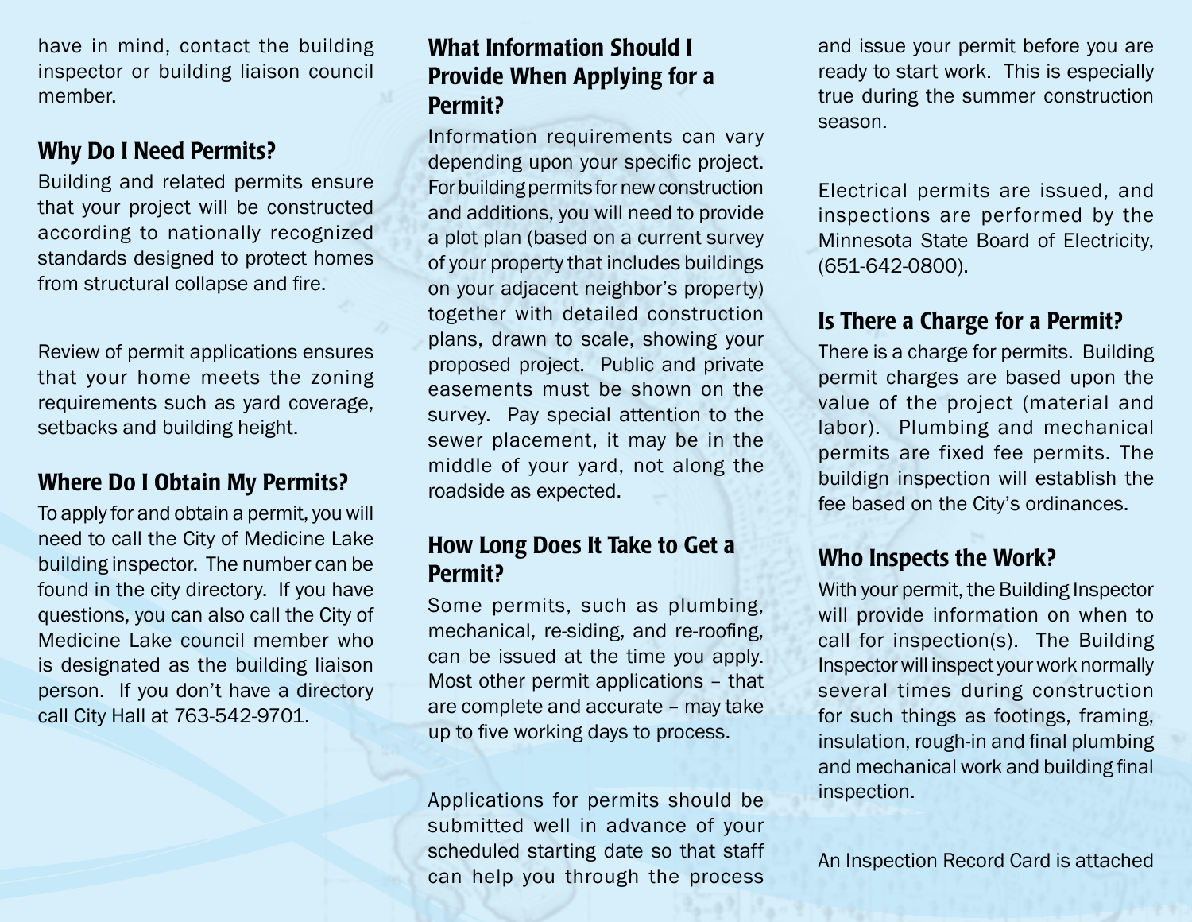have in mind, contact the building inspector or building liaison council member.

## Why Do I Need Permits?

Building and related permits ensure that your project will be constructed according to nationally recognized standards designed to protect homes from structural collapse and fire.

Review of permit applications ensures that your home meets the zoning requirements such as yard coverage, setbacks and building height.

## Where Do I Obtain My Permits?

To apply for and obtain a permit, you will need to call the City of Medicine Lake building inspector. The number can be found in the city directory. If you have questions, you can also call the City of Medicine Lake council member who is designated as the building liaison person. If you don't have a directory call City Hall at 763-542-9701.

## What Information Should I Provide When Applying for a Permit?

Information requirements can vary depending upon your specific project. For building permits for new construction and additions, you will need to provide a plot plan (based on a current survey of your property that includes buildings on your adjacent neighbor's property) together with detailed construction plans, drawn to scale, showing your proposed project. Public and private easements must be shown on the survey. Pay special attention to the sewer placement, it may be in the middle of your yard, not along the roadside as expected.

## How Long Does It Take to Get a Permit?

Some permits, such as plumbing, mechanical, re-siding, and re-roofing, can be issued at the time you apply. Most other permit applications – that are complete and accurate – may take up to five working days to process.

Applications for permits should be submitted well in advance of your scheduled starting date so that staff can help you through the process and issue your permit before you are ready to start work. This is especially true during the summer construction season.

Electrical permits are issued, and inspections are performed by the Minnesota State Board of Electricity, (651-642-0800).

## Is There a Charge for a Permit?

There is a charge for permits. Building permit charges are based upon the value of the project (material and labor). Plumbing and mechanical permits are fixed fee permits. The buildign inspection will establish the fee based on the City's ordinances.

## Who Inspects the Work?

With your permit, the Building Inspector will provide information on when to call for inspection(s). The Building Inspector will inspect your work normally several times during construction for such things as footings, framing, insulation, rough-in and final plumbing and mechanical work and building final inspection.

An Inspection Record Card is attached